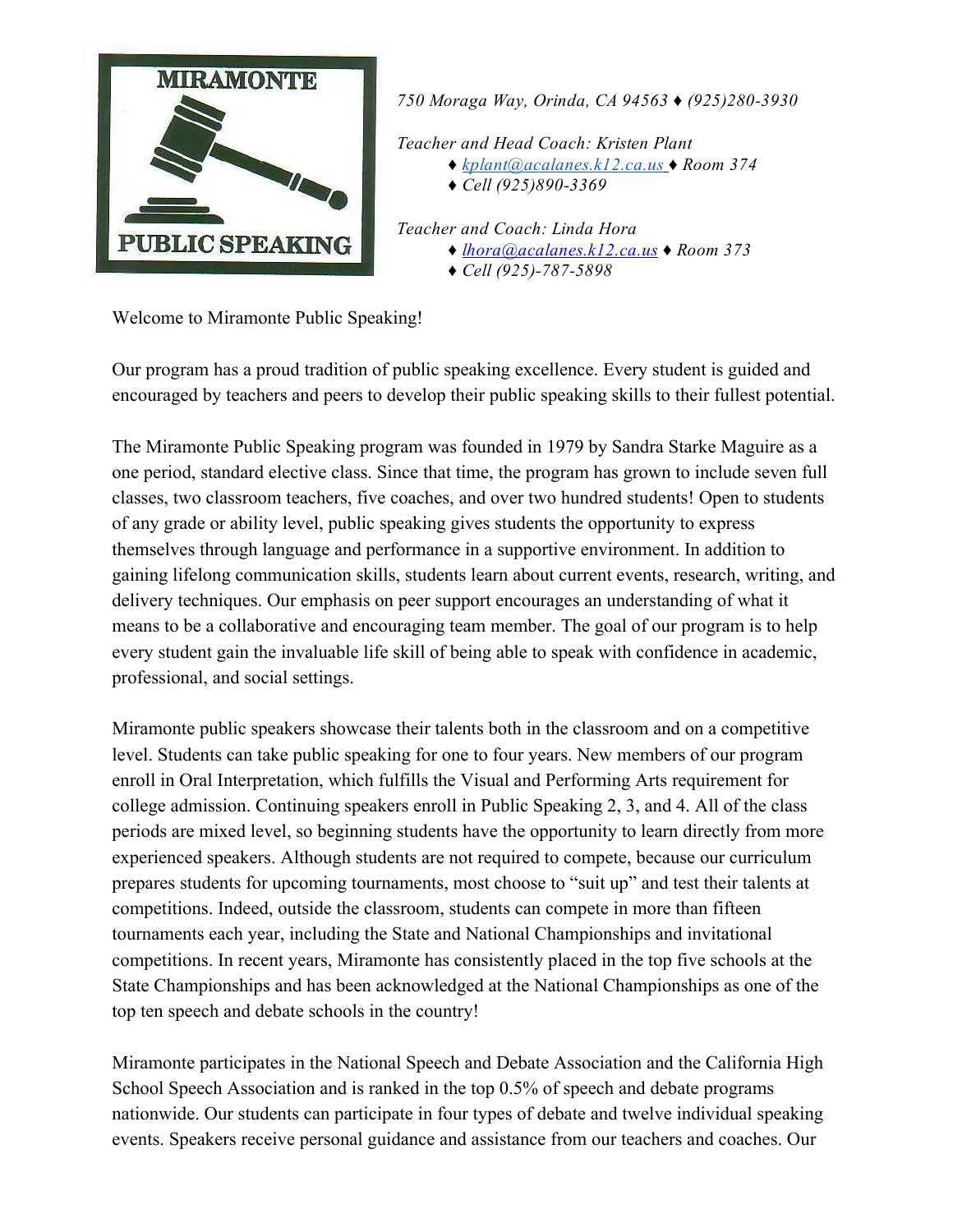MIRAMONTE PUBLIC SPEAKING

*750 Moraga Way, Orinda, CA 94563 ♦ (925)280-3930*

*Teacher and Head Coach: Kristen Plant*
- *kplant@acalanes.k12.ca.us ♦ Room 374*
- *Cell (925)890-3369*

*Teacher and Coach: Linda Hora*
- *lhora@acalanes.k12.ca.us ♦ Room 373*
- *Cell (925)-787-5898*

Welcome to Miramonte Public Speaking!

Our program has a proud tradition of public speaking excellence. Every student is guided and encouraged by teachers and peers to develop their public speaking skills to their fullest potential.

The Miramonte Public Speaking program was founded in 1979 by Sandra Starke Maguire as a one period, standard elective class. Since that time, the program has grown to include seven full classes, two classroom teachers, five coaches, and over two hundred students! Open to students of any grade or ability level, public speaking gives students the opportunity to express themselves through language and performance in a supportive environment. In addition to gaining lifelong communication skills, students learn about current events, research, writing, and delivery techniques. Our emphasis on peer support encourages an understanding of what it means to be a collaborative and encouraging team member. The goal of our program is to help every student gain the invaluable life skill of being able to speak with confidence in academic, professional, and social settings.

Miramonte public speakers showcase their talents both in the classroom and on a competitive level. Students can take public speaking for one to four years. New members of our program enroll in Oral Interpretation, which fulfills the Visual and Performing Arts requirement for college admission. Continuing speakers enroll in Public Speaking 2, 3, and 4. All of the class periods are mixed level, so beginning students have the opportunity to learn directly from more experienced speakers. Although students are not required to compete, because our curriculum prepares students for upcoming tournaments, most choose to "suit up" and test their talents at competitions. Indeed, outside the classroom, students can compete in more than fifteen tournaments each year, including the State and National Championships and invitational competitions. In recent years, Miramonte has consistently placed in the top five schools at the State Championships and has been acknowledged at the National Championships as one of the top ten speech and debate schools in the country!

Miramonte participates in the National Speech and Debate Association and the California High School Speech Association and is ranked in the top 0.5% of speech and debate programs nationwide. Our students can participate in four types of debate and twelve individual speaking events. Speakers receive personal guidance and assistance from our teachers and coaches. Our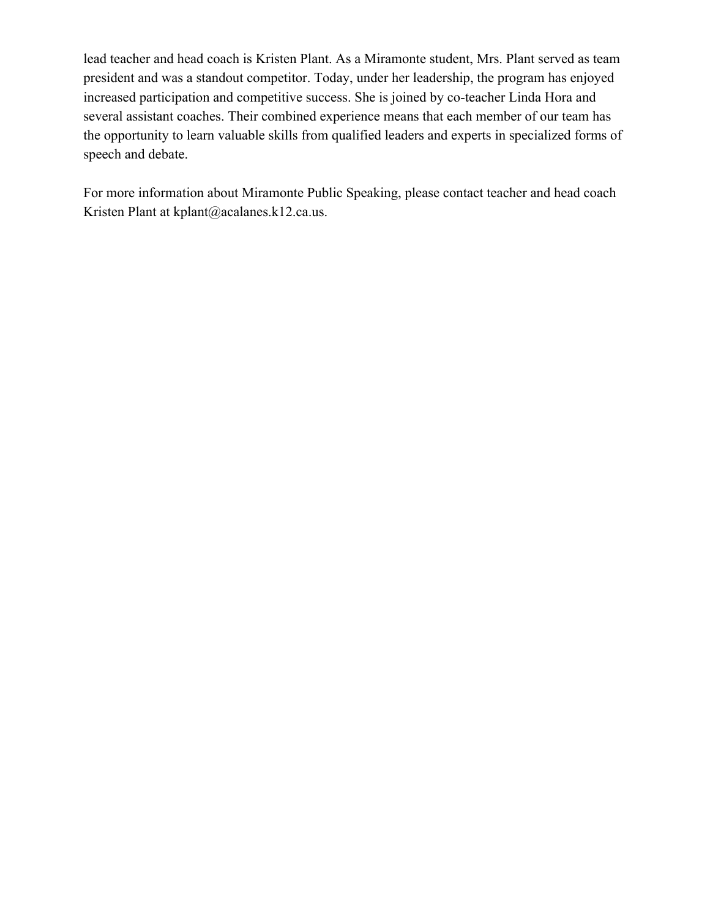lead teacher and head coach is Kristen Plant. As a Miramonte student, Mrs. Plant served as team president and was a standout competitor. Today, under her leadership, the program has enjoyed increased participation and competitive success. She is joined by co-teacher Linda Hora and several assistant coaches. Their combined experience means that each member of our team has the opportunity to learn valuable skills from qualified leaders and experts in specialized forms of speech and debate.

For more information about Miramonte Public Speaking, please contact teacher and head coach Kristen Plant at kplant@acalanes.k12.ca.us.